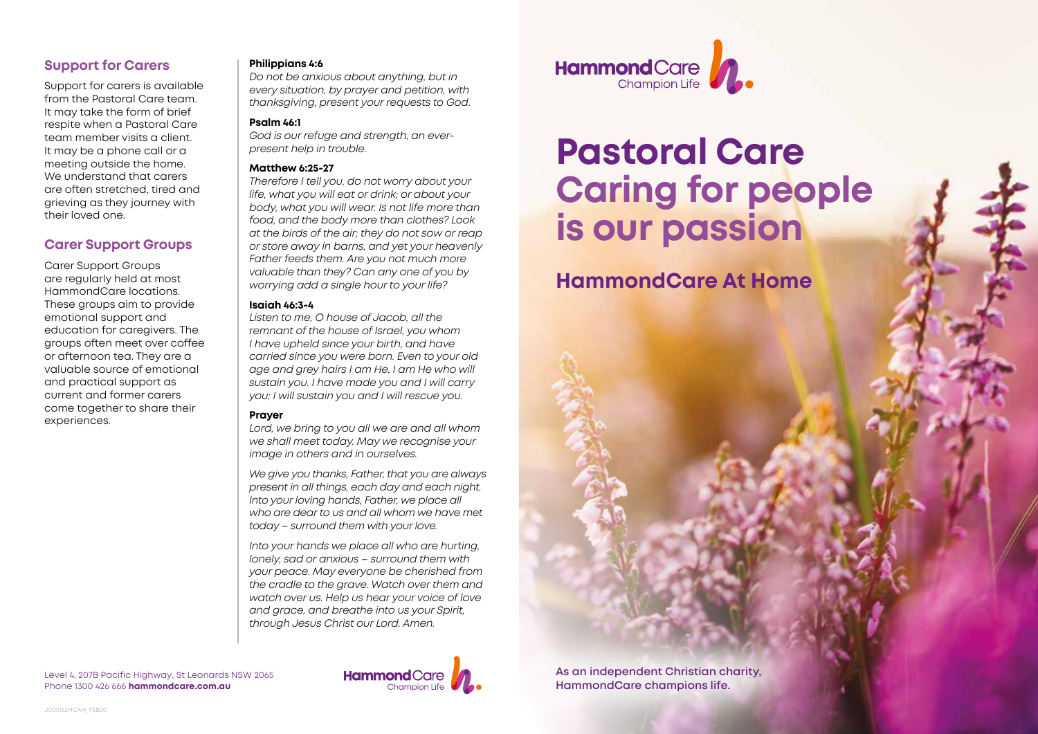## Support for Carers

Support for carers is available from the Pastoral Care team. It may take the form of brief respite when a Pastoral Care team member visits a client. It may be a phone call or a meeting outside the home. We understand that carers are often stretched, tired and grieving as they journey with their loved one.

## Carer Support Groups

Carer Support Groups are regularly held at most HammondCare locations. These groups aim to provide emotional support and education for caregivers. The groups often meet over coffee or afternoon tea. They are a valuable source of emotional and practical support as current and former carers come together to share their experiences.

**Philippians 4:6**

*Do not be anxious about anything, but in every situation, by prayer and petition, with thanksgiving, present your requests to God.*

**Psalm 46:1**

*God is our refuge and strength, an ever-present help in trouble.*

**Matthew 6:25-27**

*Therefore I tell you, do not worry about your life, what you will eat or drink; or about your body, what you will wear. Is not life more than food, and the body more than clothes? Look at the birds of the air; they do not sow or reap or store away in barns, and yet your heavenly Father feeds them. Are you not much more valuable than they? Can any one of you by worrying add a single hour to your life?*

**Isaiah 46:3-4**

*Listen to me, O house of Jacob, all the remnant of the house of Israel, you whom I have upheld since your birth, and have carried since you were born. Even to your old age and grey hairs I am He, I am He who will sustain you. I have made you and I will carry you; I will sustain you and I will rescue you.*

**Prayer**

*Lord, we bring to you all we are and all whom we shall meet today. May we recognise your image in others and in ourselves.*

*We give you thanks, Father, that you are always present in all things, each day and each night. Into your loving hands, Father, we place all who are dear to us and all whom we have met today – surround them with your love.*

*Into your hands we place all who are hurting, lonely, sad or anxious – surround them with your peace. May everyone be cherished from the cradle to the grave. Watch over them and watch over us. Help us hear your voice of love and grace, and breathe into us your Spirit, through Jesus Christ our Lord, Amen.*

Level 4, 207B Pacific Highway, St Leonards NSW 2065
Phone 1300 426 666 **hammondcare.com.au**

HammondCare Champion Life

HammondCare Champion Life

# Pastoral Care Caring for people is our passion

## HammondCare At Home

As an independent Christian charity, HammondCare champions life.

J000162HCAH_FEB20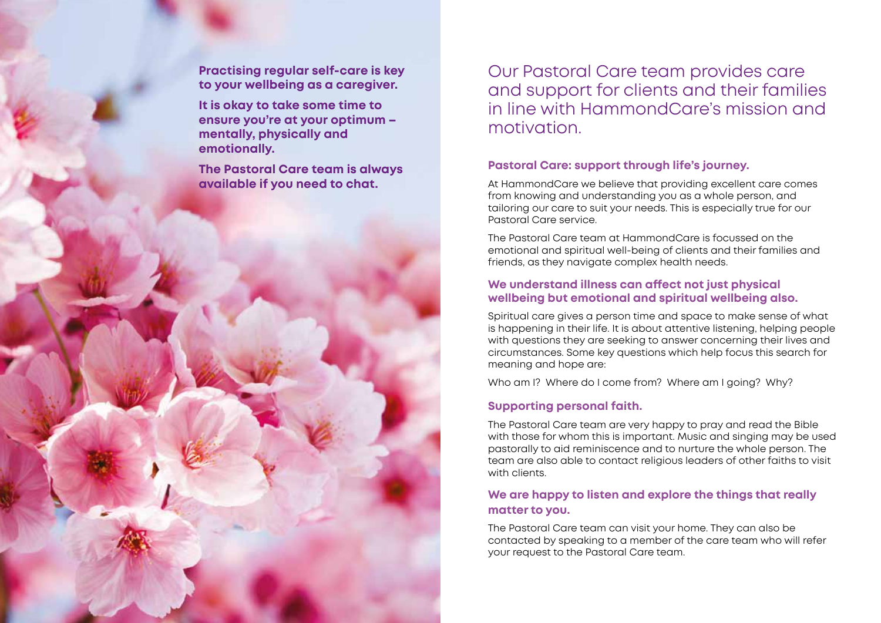**Practising regular self-care is key to your wellbeing as a caregiver.**

**It is okay to take some time to ensure you're at your optimum – mentally, physically and emotionally.**

**The Pastoral Care team is always available if you need to chat.**

# Our Pastoral Care team provides care and support for clients and their families in line with HammondCare's mission and motivation.

### Pastoral Care: support through life's journey.

At HammondCare we believe that providing excellent care comes from knowing and understanding you as a whole person, and tailoring our care to suit your needs. This is especially true for our Pastoral Care service.

The Pastoral Care team at HammondCare is focussed on the emotional and spiritual well-being of clients and their families and friends, as they navigate complex health needs.

### We understand illness can affect not just physical wellbeing but emotional and spiritual wellbeing also.

Spiritual care gives a person time and space to make sense of what is happening in their life. It is about attentive listening, helping people with questions they are seeking to answer concerning their lives and circumstances. Some key questions which help focus this search for meaning and hope are:

Who am I? Where do I come from? Where am I going? Why?

### Supporting personal faith.

The Pastoral Care team are very happy to pray and read the Bible with those for whom this is important. Music and singing may be used pastorally to aid reminiscence and to nurture the whole person. The team are also able to contact religious leaders of other faiths to visit with clients.

### We are happy to listen and explore the things that really matter to you.

The Pastoral Care team can visit your home. They can also be contacted by speaking to a member of the care team who will refer your request to the Pastoral Care team.